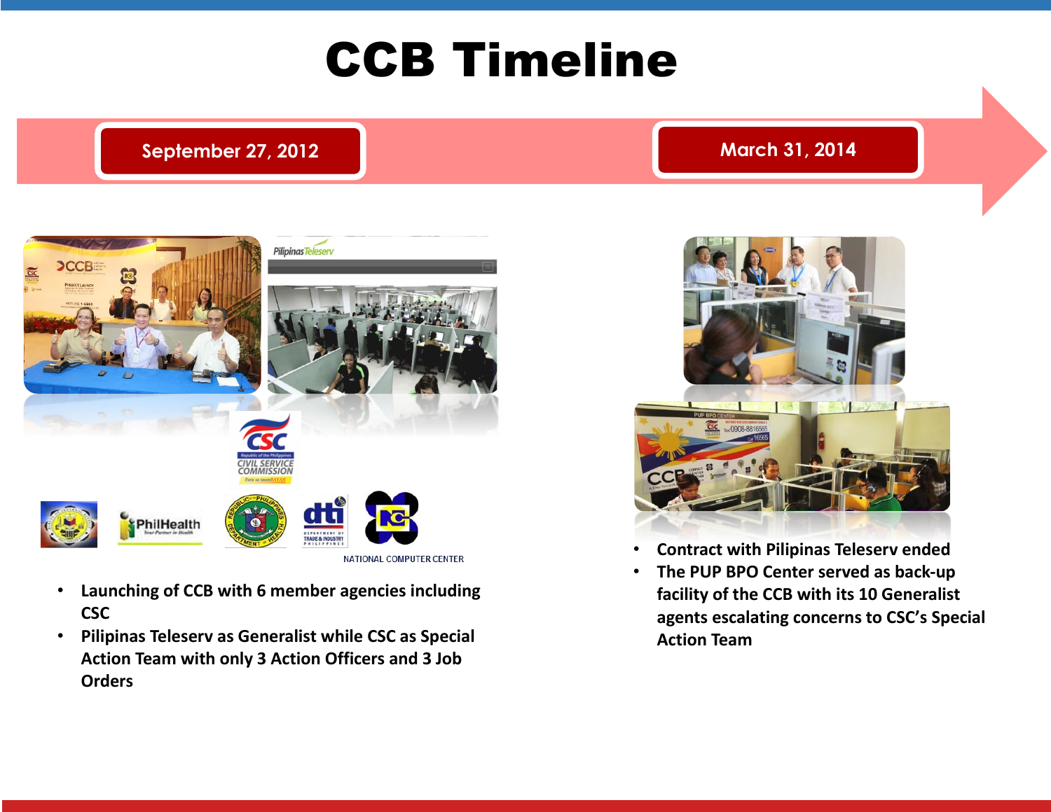# CCB Timeline

**September 27, 2012**

- **Launching of CCB with 6 member agencies including CSC**
- **Pilipinas Teleserv as Generalist while CSC as Special Action Team with only 3 Action Officers and 3 Job Orders**

**March 31, 2014**

- **Contract with Pilipinas Teleserv ended**
- **The PUP BPO Center served as back-up facility of the CCB with its 10 Generalist agents escalating concerns to CSC's Special Action Team**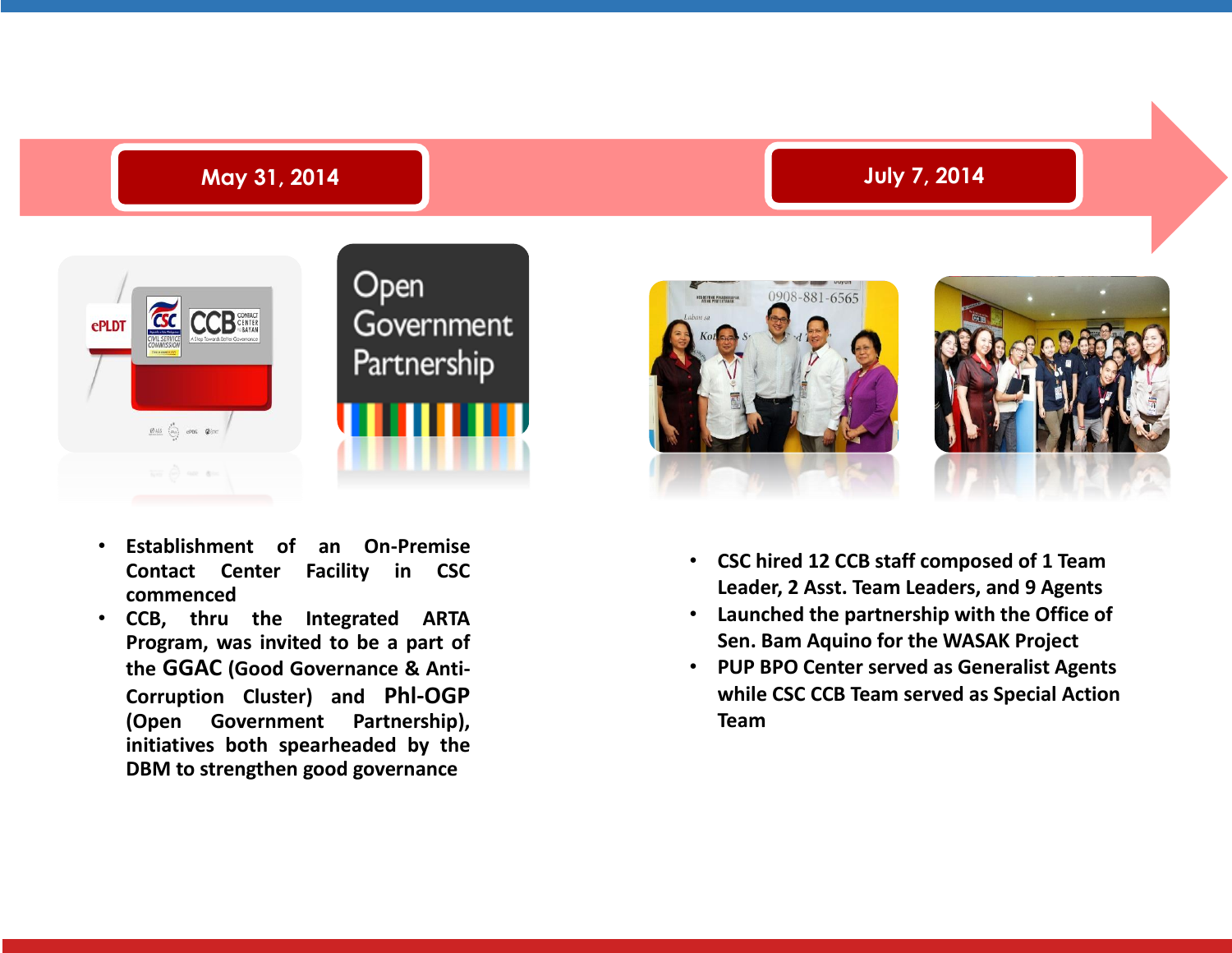## May 31, 2014

- Establishment of an On-Premise Contact Center Facility in CSC commenced
- CCB, thru the Integrated ARTA Program, was invited to be a part of the GGAC (Good Governance & Anti-Corruption Cluster) and Phl-OGP (Open Government Partnership), initiatives both spearheaded by the DBM to strengthen good governance

## July 7, 2014

- CSC hired 12 CCB staff composed of 1 Team Leader, 2 Asst. Team Leaders, and 9 Agents
- Launched the partnership with the Office of Sen. Bam Aquino for the WASAK Project
- PUP BPO Center served as Generalist Agents while CSC CCB Team served as Special Action Team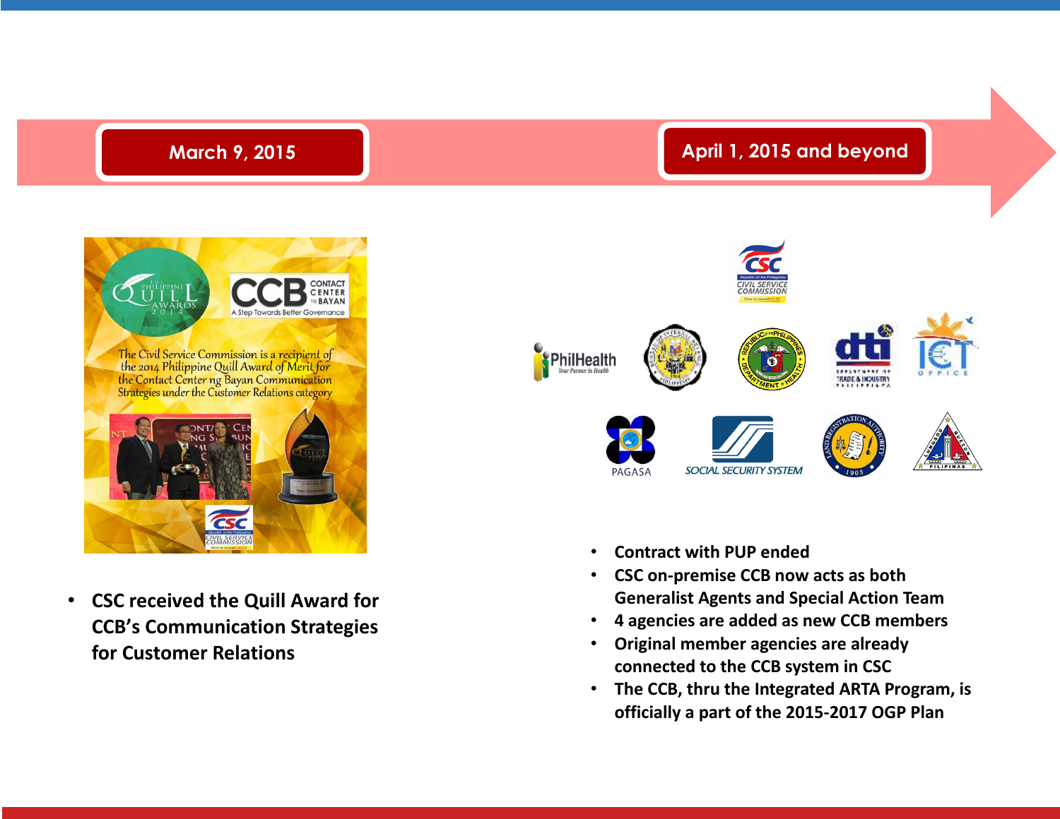**March 9, 2015**

**April 1, 2015 and beyond**

- **CSC received the Quill Award for CCB's Communication Strategies for Customer Relations**

- **Contract with PUP ended**
- **CSC on-premise CCB now acts as both Generalist Agents and Special Action Team**
- **4 agencies are added as new CCB members**
- **Original member agencies are already connected to the CCB system in CSC**
- **The CCB, thru the Integrated ARTA Program, is officially a part of the 2015-2017 OGP Plan**